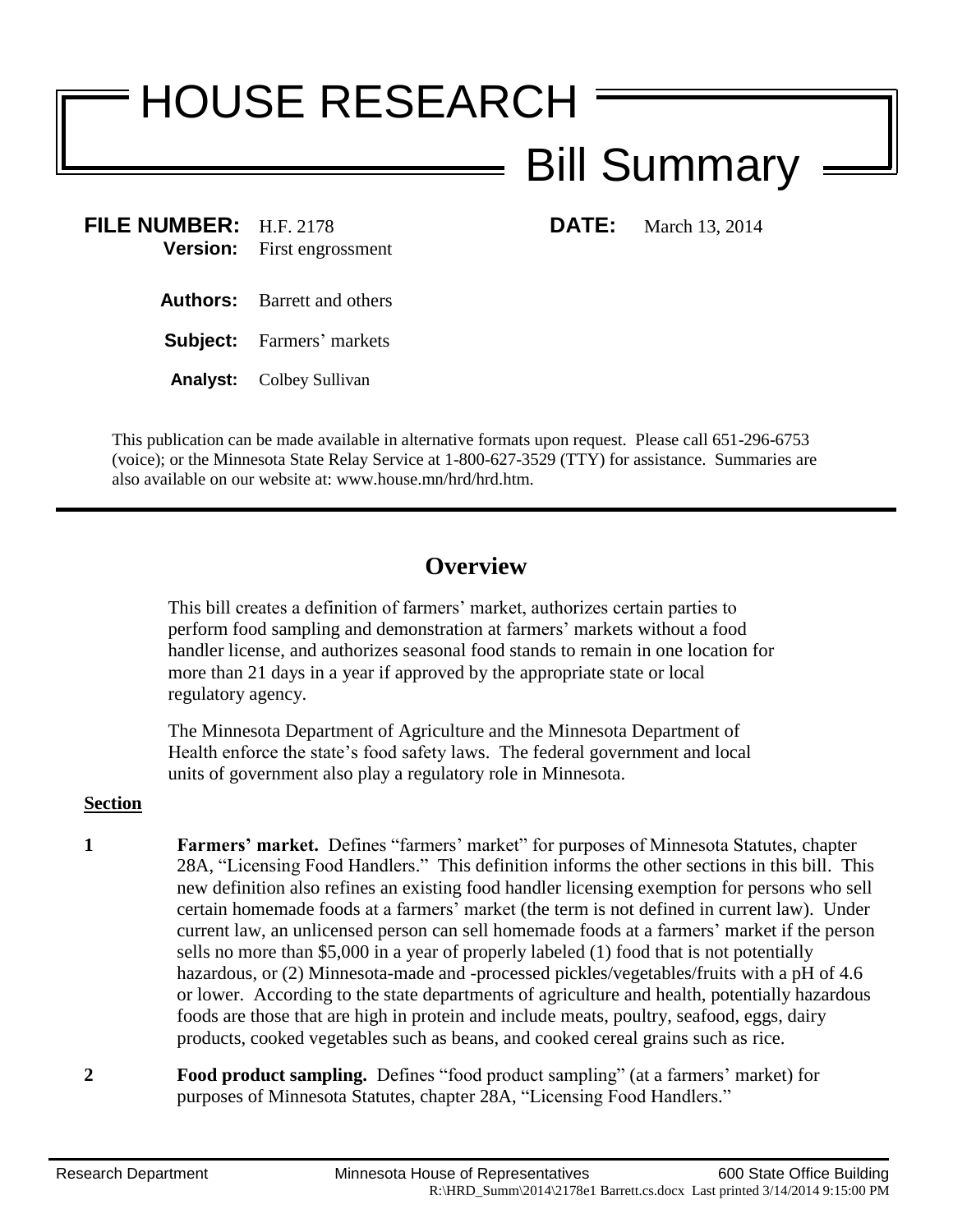# HOUSE RESEARCH

## Bill Summary

**FILE NUMBER:** H.F. 2178
**Version:** First engrossment

**DATE:** March 13, 2014

**Authors:** Barrett and others

**Subject:** Farmers' markets

**Analyst:** Colbey Sullivan

This publication can be made available in alternative formats upon request. Please call 651-296-6753 (voice); or the Minnesota State Relay Service at 1-800-627-3529 (TTY) for assistance. Summaries are also available on our website at: www.house.mn/hrd/hrd.htm.

---

## Overview

This bill creates a definition of farmers' market, authorizes certain parties to perform food sampling and demonstration at farmers' markets without a food handler license, and authorizes seasonal food stands to remain in one location for more than 21 days in a year if approved by the appropriate state or local regulatory agency.

The Minnesota Department of Agriculture and the Minnesota Department of Health enforce the state's food safety laws. The federal government and local units of government also play a regulatory role in Minnesota.

**Section**

**1** **Farmers' market.** Defines "farmers' market" for purposes of Minnesota Statutes, chapter 28A, "Licensing Food Handlers." This definition informs the other sections in this bill. This new definition also refines an existing food handler licensing exemption for persons who sell certain homemade foods at a farmers' market (the term is not defined in current law). Under current law, an unlicensed person can sell homemade foods at a farmers' market if the person sells no more than $5,000 in a year of properly labeled (1) food that is not potentially hazardous, or (2) Minnesota-made and -processed pickles/vegetables/fruits with a pH of 4.6 or lower. According to the state departments of agriculture and health, potentially hazardous foods are those that are high in protein and include meats, poultry, seafood, eggs, dairy products, cooked vegetables such as beans, and cooked cereal grains such as rice.

**2** **Food product sampling.** Defines "food product sampling" (at a farmers' market) for purposes of Minnesota Statutes, chapter 28A, "Licensing Food Handlers."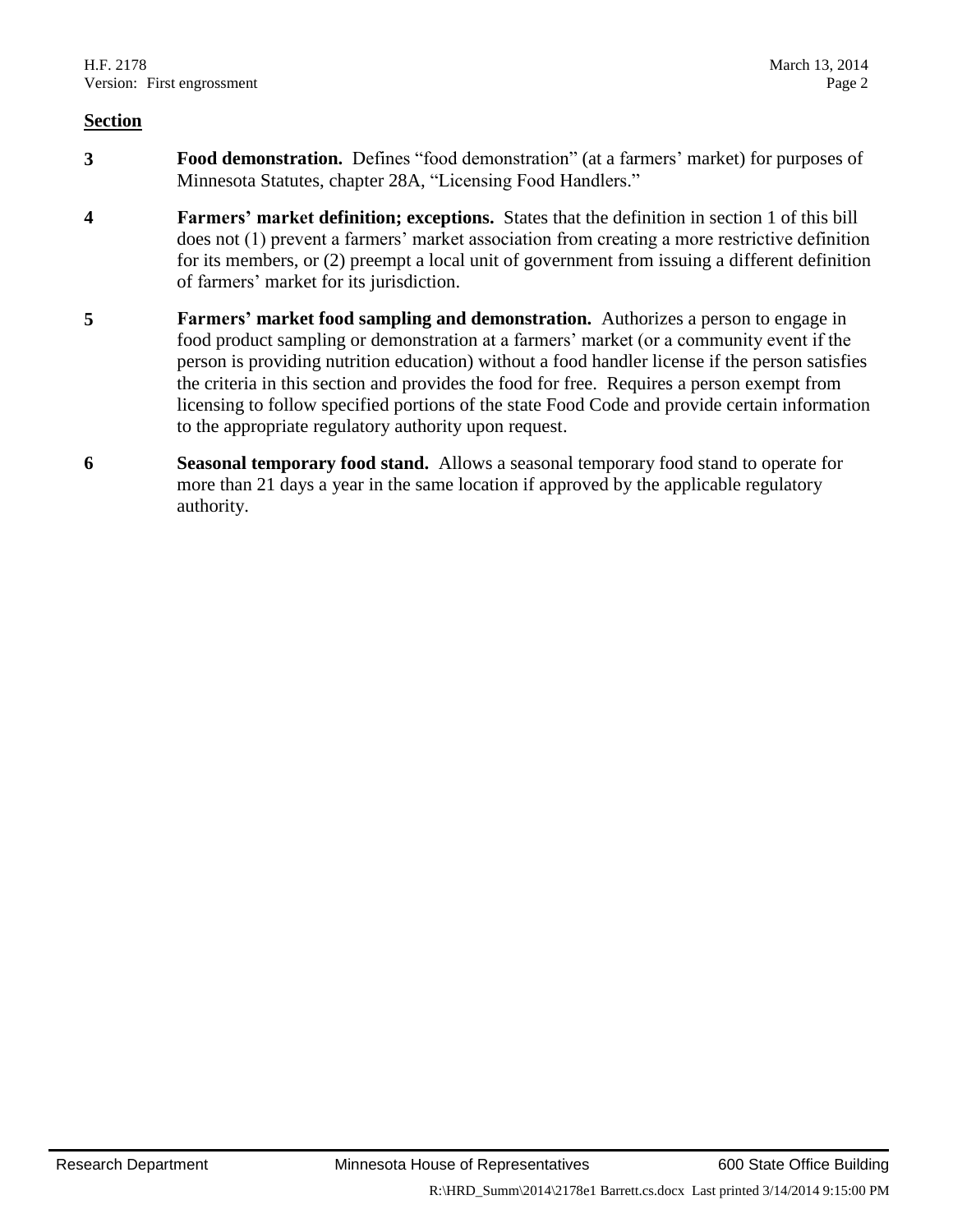**Section**

**3** **Food demonstration.** Defines “food demonstration” (at a farmers’ market) for purposes of Minnesota Statutes, chapter 28A, “Licensing Food Handlers.”

**4** **Farmers’ market definition; exceptions.** States that the definition in section 1 of this bill does not (1) prevent a farmers’ market association from creating a more restrictive definition for its members, or (2) preempt a local unit of government from issuing a different definition of farmers’ market for its jurisdiction.

**5** **Farmers’ market food sampling and demonstration.** Authorizes a person to engage in food product sampling or demonstration at a farmers’ market (or a community event if the person is providing nutrition education) without a food handler license if the person satisfies the criteria in this section and provides the food for free. Requires a person exempt from licensing to follow specified portions of the state Food Code and provide certain information to the appropriate regulatory authority upon request.

**6** **Seasonal temporary food stand.** Allows a seasonal temporary food stand to operate for more than 21 days a year in the same location if approved by the applicable regulatory authority.